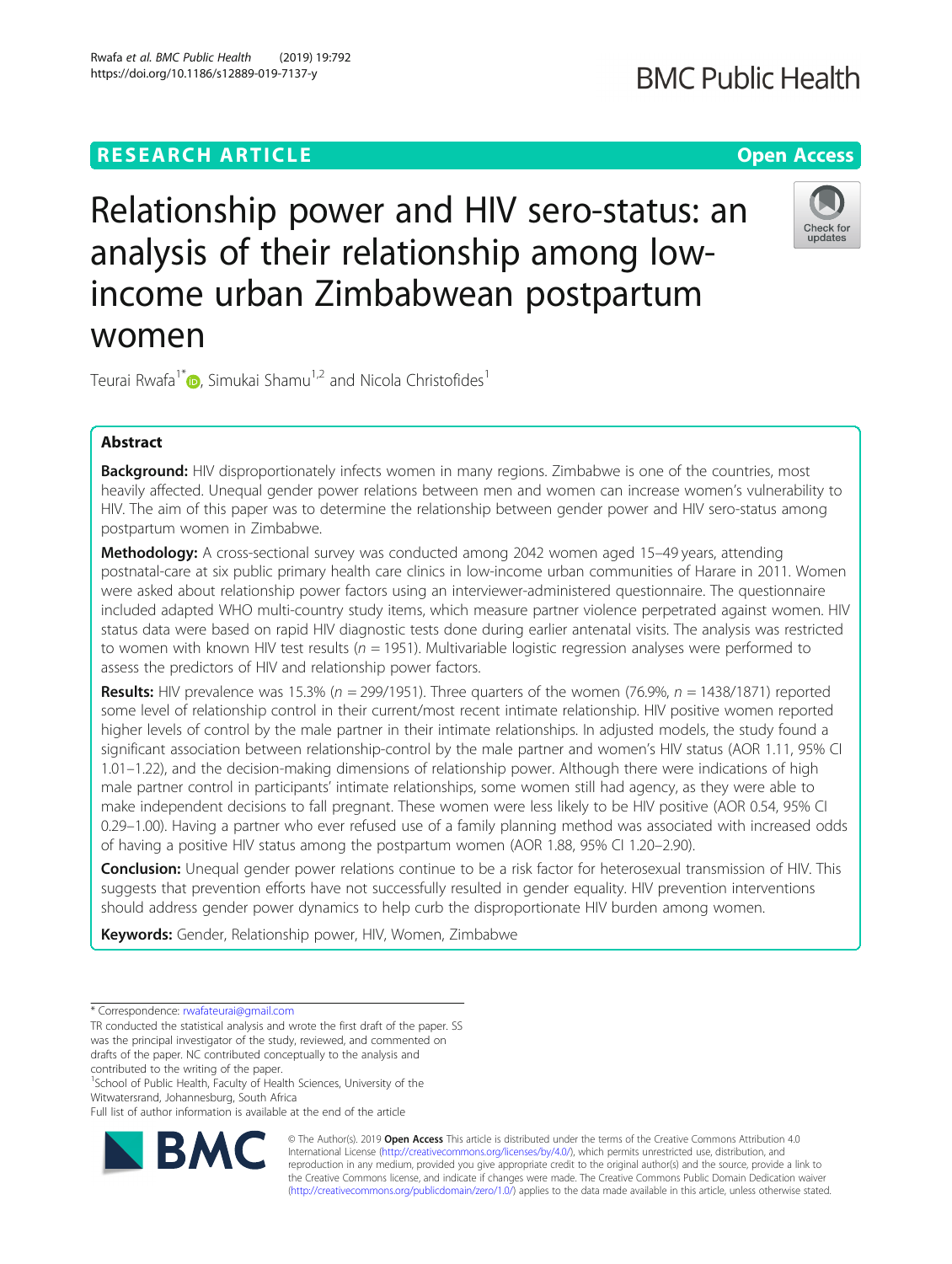RESEARCH ARTICLE

Open Access

# Relationship power and HIV sero-status: an analysis of their relationship among low-income urban Zimbabwean postpartum women

Teurai Rwafa[1*], Simukai Shamu[1,2] and Nicola Christofides[1]

## Abstract

**Background:** HIV disproportionately infects women in many regions. Zimbabwe is one of the countries, most heavily affected. Unequal gender power relations between men and women can increase women's vulnerability to HIV. The aim of this paper was to determine the relationship between gender power and HIV sero-status among postpartum women in Zimbabwe.

**Methodology:** A cross-sectional survey was conducted among 2042 women aged 15–49 years, attending postnatal-care at six public primary health care clinics in low-income urban communities of Harare in 2011. Women were asked about relationship power factors using an interviewer-administered questionnaire. The questionnaire included adapted WHO multi-country study items, which measure partner violence perpetrated against women. HIV status data were based on rapid HIV diagnostic tests done during earlier antenatal visits. The analysis was restricted to women with known HIV test results ($n = 1951$). Multivariable logistic regression analyses were performed to assess the predictors of HIV and relationship power factors.

**Results:** HIV prevalence was 15.3% ($n = 299/1951$). Three quarters of the women (76.9%, $n = 1438/1871$) reported some level of relationship control in their current/most recent intimate relationship. HIV positive women reported higher levels of control by the male partner in their intimate relationships. In adjusted models, the study found a significant association between relationship-control by the male partner and women's HIV status (AOR 1.11, 95% CI 1.01–1.22), and the decision-making dimensions of relationship power. Although there were indications of high male partner control in participants' intimate relationships, some women still had agency, as they were able to make independent decisions to fall pregnant. These women were less likely to be HIV positive (AOR 0.54, 95% CI 0.29–1.00). Having a partner who ever refused use of a family planning method was associated with increased odds of having a positive HIV status among the postpartum women (AOR 1.88, 95% CI 1.20–2.90).

**Conclusion:** Unequal gender power relations continue to be a risk factor for heterosexual transmission of HIV. This suggests that prevention efforts have not successfully resulted in gender equality. HIV prevention interventions should address gender power dynamics to help curb the disproportionate HIV burden among women.

**Keywords:** Gender, Relationship power, HIV, Women, Zimbabwe

---

\* Correspondence: rwafateurai@gmail.com

TR conducted the statistical analysis and wrote the first draft of the paper. SS was the principal investigator of the study, reviewed, and commented on drafts of the paper. NC contributed conceptually to the analysis and contributed to the writing of the paper.

[1]School of Public Health, Faculty of Health Sciences, University of the Witwatersrand, Johannesburg, South Africa

Full list of author information is available at the end of the article

© The Author(s). 2019 **Open Access** This article is distributed under the terms of the Creative Commons Attribution 4.0 International License (http://creativecommons.org/licenses/by/4.0/), which permits unrestricted use, distribution, and reproduction in any medium, provided you give appropriate credit to the original author(s) and the source, provide a link to the Creative Commons license, and indicate if changes were made. The Creative Commons Public Domain Dedication waiver (http://creativecommons.org/publicdomain/zero/1.0/) applies to the data made available in this article, unless otherwise stated.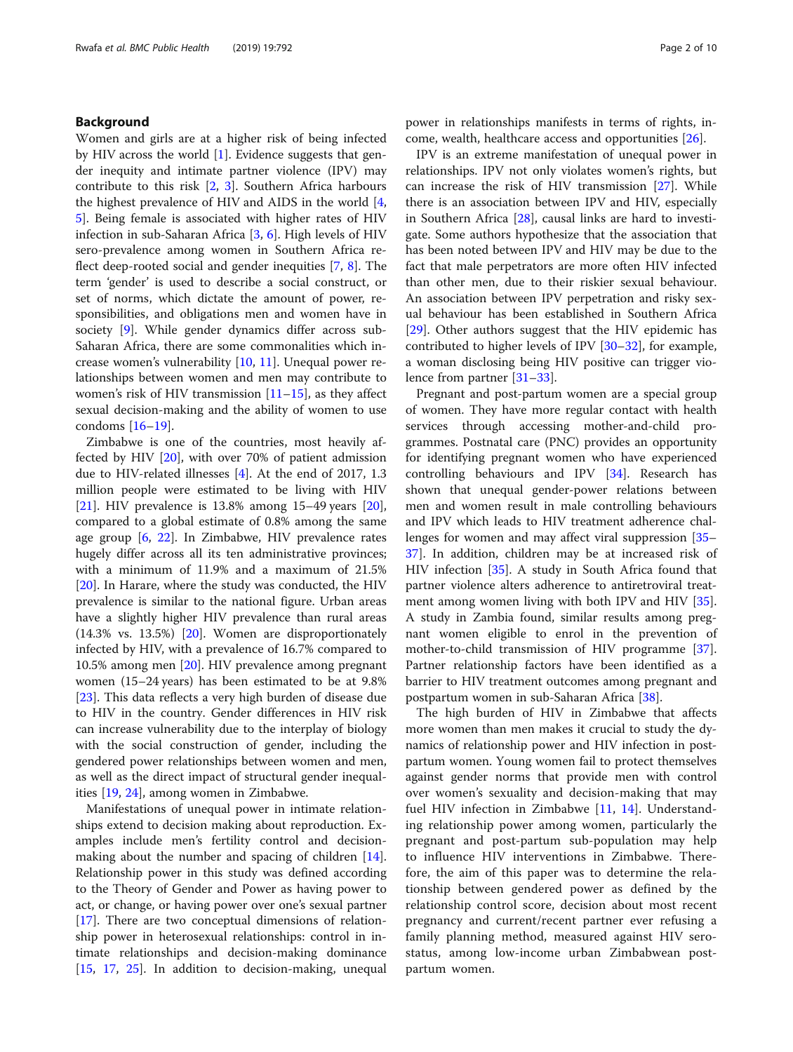## Background

Women and girls are at a higher risk of being infected by HIV across the world [1]. Evidence suggests that gender inequity and intimate partner violence (IPV) may contribute to this risk [2, 3]. Southern Africa harbours the highest prevalence of HIV and AIDS in the world [4, 5]. Being female is associated with higher rates of HIV infection in sub-Saharan Africa [3, 6]. High levels of HIV sero-prevalence among women in Southern Africa reflect deep-rooted social and gender inequities [7, 8]. The term 'gender' is used to describe a social construct, or set of norms, which dictate the amount of power, responsibilities, and obligations men and women have in society [9]. While gender dynamics differ across sub-Saharan Africa, there are some commonalities which increase women's vulnerability [10, 11]. Unequal power relationships between women and men may contribute to women's risk of HIV transmission [11–15], as they affect sexual decision-making and the ability of women to use condoms [16–19].

Zimbabwe is one of the countries, most heavily affected by HIV [20], with over 70% of patient admission due to HIV-related illnesses [4]. At the end of 2017, 1.3 million people were estimated to be living with HIV [21]. HIV prevalence is 13.8% among 15–49 years [20], compared to a global estimate of 0.8% among the same age group [6, 22]. In Zimbabwe, HIV prevalence rates hugely differ across all its ten administrative provinces; with a minimum of 11.9% and a maximum of 21.5% [20]. In Harare, where the study was conducted, the HIV prevalence is similar to the national figure. Urban areas have a slightly higher HIV prevalence than rural areas (14.3% vs. 13.5%) [20]. Women are disproportionately infected by HIV, with a prevalence of 16.7% compared to 10.5% among men [20]. HIV prevalence among pregnant women (15–24 years) has been estimated to be at 9.8% [23]. This data reflects a very high burden of disease due to HIV in the country. Gender differences in HIV risk can increase vulnerability due to the interplay of biology with the social construction of gender, including the gendered power relationships between women and men, as well as the direct impact of structural gender inequalities [19, 24], among women in Zimbabwe.

Manifestations of unequal power in intimate relationships extend to decision making about reproduction. Examples include men's fertility control and decision-making about the number and spacing of children [14]. Relationship power in this study was defined according to the Theory of Gender and Power as having power to act, or change, or having power over one's sexual partner [17]. There are two conceptual dimensions of relationship power in heterosexual relationships: control in intimate relationships and decision-making dominance [15, 17, 25]. In addition to decision-making, unequal power in relationships manifests in terms of rights, income, wealth, healthcare access and opportunities [26].

IPV is an extreme manifestation of unequal power in relationships. IPV not only violates women's rights, but can increase the risk of HIV transmission [27]. While there is an association between IPV and HIV, especially in Southern Africa [28], causal links are hard to investigate. Some authors hypothesize that the association that has been noted between IPV and HIV may be due to the fact that male perpetrators are more often HIV infected than other men, due to their riskier sexual behaviour. An association between IPV perpetration and risky sexual behaviour has been established in Southern Africa [29]. Other authors suggest that the HIV epidemic has contributed to higher levels of IPV [30–32], for example, a woman disclosing being HIV positive can trigger violence from partner [31–33].

Pregnant and post-partum women are a special group of women. They have more regular contact with health services through accessing mother-and-child programmes. Postnatal care (PNC) provides an opportunity for identifying pregnant women who have experienced controlling behaviours and IPV [34]. Research has shown that unequal gender-power relations between men and women result in male controlling behaviours and IPV which leads to HIV treatment adherence challenges for women and may affect viral suppression [35–37]. In addition, children may be at increased risk of HIV infection [35]. A study in South Africa found that partner violence alters adherence to antiretroviral treatment among women living with both IPV and HIV [35]. A study in Zambia found, similar results among pregnant women eligible to enrol in the prevention of mother-to-child transmission of HIV programme [37]. Partner relationship factors have been identified as a barrier to HIV treatment outcomes among pregnant and postpartum women in sub-Saharan Africa [38].

The high burden of HIV in Zimbabwe that affects more women than men makes it crucial to study the dynamics of relationship power and HIV infection in post-partum women. Young women fail to protect themselves against gender norms that provide men with control over women's sexuality and decision-making that may fuel HIV infection in Zimbabwe [11, 14]. Understanding relationship power among women, particularly the pregnant and post-partum sub-population may help to influence HIV interventions in Zimbabwe. Therefore, the aim of this paper was to determine the relationship between gendered power as defined by the relationship control score, decision about most recent pregnancy and current/recent partner ever refusing a family planning method, measured against HIV sero-status, among low-income urban Zimbabwean post-partum women.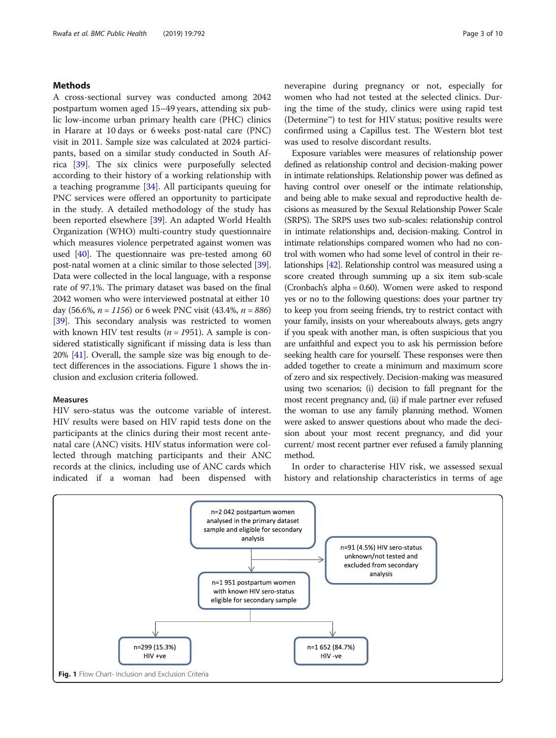## Methods

A cross-sectional survey was conducted among 2042 postpartum women aged 15–49 years, attending six public low-income urban primary health care (PHC) clinics in Harare at 10 days or 6 weeks post-natal care (PNC) visit in 2011. Sample size was calculated at 2024 participants, based on a similar study conducted in South Africa [39]. The six clinics were purposefully selected according to their history of a working relationship with a teaching programme [34]. All participants queuing for PNC services were offered an opportunity to participate in the study. A detailed methodology of the study has been reported elsewhere [39]. An adapted World Health Organization (WHO) multi-country study questionnaire which measures violence perpetrated against women was used [40]. The questionnaire was pre-tested among 60 post-natal women at a clinic similar to those selected [39]. Data were collected in the local language, with a response rate of 97.1%. The primary dataset was based on the final 2042 women who were interviewed postnatal at either 10 day (56.6%, *n = 1156*) or 6 week PNC visit (43.4%, *n = 886*) [39]. This secondary analysis was restricted to women with known HIV test results (*n = 1*951). A sample is considered statistically significant if missing data is less than 20% [41]. Overall, the sample size was big enough to detect differences in the associations. Figure 1 shows the inclusion and exclusion criteria followed.

### Measures

HIV sero-status was the outcome variable of interest. HIV results were based on HIV rapid tests done on the participants at the clinics during their most recent antenatal care (ANC) visits. HIV status information were collected through matching participants and their ANC records at the clinics, including use of ANC cards which indicated if a woman had been dispensed with neverapine during pregnancy or not, especially for women who had not tested at the selected clinics. During the time of the study, clinics were using rapid test (Determine™) to test for HIV status; positive results were confirmed using a Capillus test. The Western blot test was used to resolve discordant results.

Exposure variables were measures of relationship power defined as relationship control and decision-making power in intimate relationships. Relationship power was defined as having control over oneself or the intimate relationship, and being able to make sexual and reproductive health decisions as measured by the Sexual Relationship Power Scale (SRPS). The SRPS uses two sub-scales: relationship control in intimate relationships and, decision-making. Control in intimate relationships compared women who had no control with women who had some level of control in their relationships [42]. Relationship control was measured using a score created through summing up a six item sub-scale (Cronbach's alpha = 0.60). Women were asked to respond yes or no to the following questions: does your partner try to keep you from seeing friends, try to restrict contact with your family, insists on your whereabouts always, gets angry if you speak with another man, is often suspicious that you are unfaithful and expect you to ask his permission before seeking health care for yourself. These responses were then added together to create a minimum and maximum score of zero and six respectively. Decision-making was measured using two scenarios; (i) decision to fall pregnant for the most recent pregnancy and, (ii) if male partner ever refused the woman to use any family planning method. Women were asked to answer questions about who made the decision about your most recent pregnancy, and did your current/ most recent partner ever refused a family planning method.

In order to characterise HIV risk, we assessed sexual history and relationship characteristics in terms of age

n=2 042 postpartum women analysed in the primary dataset sample and eligible for secondary analysis

n=91 (4.5%) HIV sero-status unknown/not tested and excluded from secondary analysis

n=1 951 postpartum women with known HIV sero-status eligible for secondary sample

n=299 (15.3%) HIV +ve

n=1 652 (84.7%) HIV -ve

**Fig. 1** Flow Chart- Inclusion and Exclusion Criteria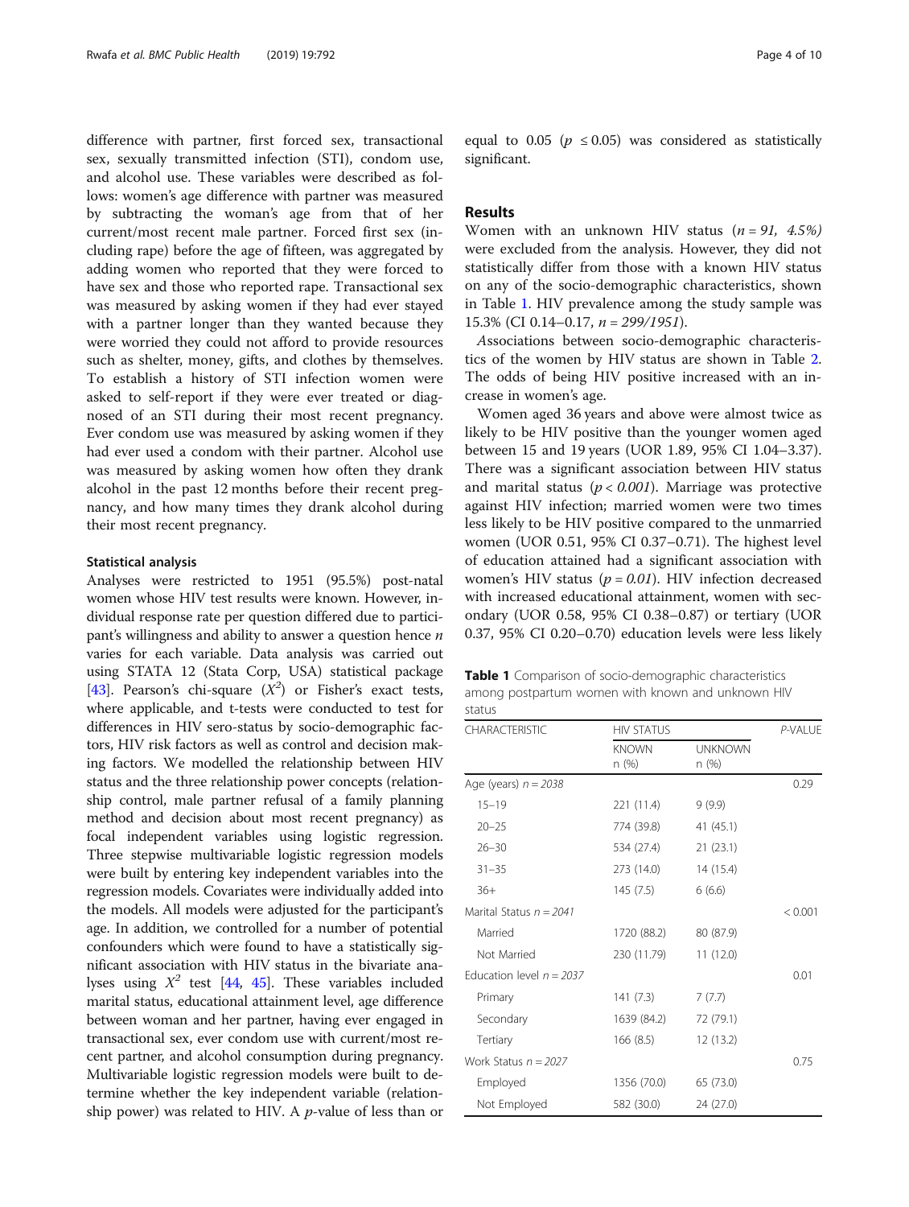difference with partner, first forced sex, transactional sex, sexually transmitted infection (STI), condom use, and alcohol use. These variables were described as follows: women's age difference with partner was measured by subtracting the woman's age from that of her current/most recent male partner. Forced first sex (including rape) before the age of fifteen, was aggregated by adding women who reported that they were forced to have sex and those who reported rape. Transactional sex was measured by asking women if they had ever stayed with a partner longer than they wanted because they were worried they could not afford to provide resources such as shelter, money, gifts, and clothes by themselves. To establish a history of STI infection women were asked to self-report if they were ever treated or diagnosed of an STI during their most recent pregnancy. Ever condom use was measured by asking women if they had ever used a condom with their partner. Alcohol use was measured by asking women how often they drank alcohol in the past 12 months before their recent pregnancy, and how many times they drank alcohol during their most recent pregnancy.

### Statistical analysis

Analyses were restricted to 1951 (95.5%) post-natal women whose HIV test results were known. However, individual response rate per question differed due to participant's willingness and ability to answer a question hence *n* varies for each variable. Data analysis was carried out using STATA 12 (Stata Corp, USA) statistical package [43]. Pearson's chi-square ($X^2$) or Fisher's exact tests, where applicable, and t-tests were conducted to test for differences in HIV sero-status by socio-demographic factors, HIV risk factors as well as control and decision making factors. We modelled the relationship between HIV status and the three relationship power concepts (relationship control, male partner refusal of a family planning method and decision about most recent pregnancy) as focal independent variables using logistic regression. Three stepwise multivariable logistic regression models were built by entering key independent variables into the regression models. Covariates were individually added into the models. All models were adjusted for the participant's age. In addition, we controlled for a number of potential confounders which were found to have a statistically significant association with HIV status in the bivariate analyses using $X^2$ test [44, 45]. These variables included marital status, educational attainment level, age difference between woman and her partner, having ever engaged in transactional sex, ever condom use with current/most recent partner, and alcohol consumption during pregnancy. Multivariable logistic regression models were built to determine whether the key independent variable (relationship power) was related to HIV. A *p*-value of less than or equal to 0.05 ($p \leq 0.05$) was considered as statistically significant.

## Results

Women with an unknown HIV status (*n* = *91, 4.5%*) were excluded from the analysis. However, they did not statistically differ from those with a known HIV status on any of the socio-demographic characteristics, shown in Table 1. HIV prevalence among the study sample was 15.3% (CI 0.14–0.17, *n* = *299/1951*).

Associations between socio-demographic characteristics of the women by HIV status are shown in Table 2. The odds of being HIV positive increased with an increase in women's age.

Women aged 36 years and above were almost twice as likely to be HIV positive than the younger women aged between 15 and 19 years (UOR 1.89, 95% CI 1.04–3.37). There was a significant association between HIV status and marital status (*p* < *0.001*). Marriage was protective against HIV infection; married women were two times less likely to be HIV positive compared to the unmarried women (UOR 0.51, 95% CI 0.37–0.71). The highest level of education attained had a significant association with women's HIV status (*p* = *0.01*). HIV infection decreased with increased educational attainment, women with secondary (UOR 0.58, 95% CI 0.38–0.87) or tertiary (UOR 0.37, 95% CI 0.20–0.70) education levels were less likely

**Table 1** Comparison of socio-demographic characteristics among postpartum women with known and unknown HIV status

| CHARACTERISTIC | HIV STATUS | | P-VALUE |
|---|---|---|---|
| | KNOWN n (%) | UNKNOWN n (%) | |
| Age (years) *n* = *2038* | | | 0.29 |
| 15–19 | 221 (11.4) | 9 (9.9) | |
| 20–25 | 774 (39.8) | 41 (45.1) | |
| 26–30 | 534 (27.4) | 21 (23.1) | |
| 31–35 | 273 (14.0) | 14 (15.4) | |
| 36+ | 145 (7.5) | 6 (6.6) | |
| Marital Status *n* = *2041* | | | < 0.001 |
| Married | 1720 (88.2) | 80 (87.9) | |
| Not Married | 230 (11.79) | 11 (12.0) | |
| Education level *n* = *2037* | | | 0.01 |
| Primary | 141 (7.3) | 7 (7.7) | |
| Secondary | 1639 (84.2) | 72 (79.1) | |
| Tertiary | 166 (8.5) | 12 (13.2) | |
| Work Status *n* = *2027* | | | 0.75 |
| Employed | 1356 (70.0) | 65 (73.0) | |
| Not Employed | 582 (30.0) | 24 (27.0) | |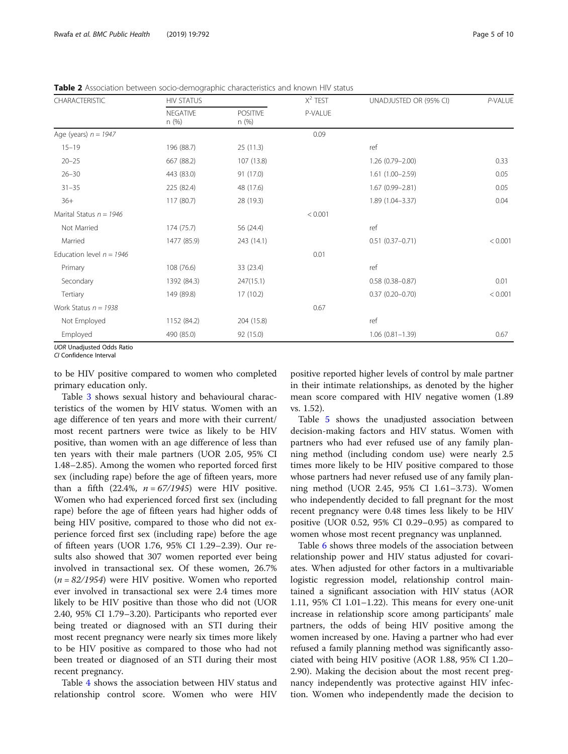**Table 2** Association between socio-demographic characteristics and known HIV status

| CHARACTERISTIC | HIV STATUS | | $X^2$ TEST | UNADJUSTED OR (95% CI) | *P*-VALUE |
|---|---|---|---|---|---|
| | NEGATIVE n (%) | POSITIVE n (%) | P-VALUE | | |
| Age (years) *n = 1947* | | | 0.09 | | |
| 15–19 | 196 (88.7) | 25 (11.3) | | ref | |
| 20–25 | 667 (88.2) | 107 (13.8) | | 1.26 (0.79–2.00) | 0.33 |
| 26–30 | 443 (83.0) | 91 (17.0) | | 1.61 (1.00–2.59) | 0.05 |
| 31–35 | 225 (82.4) | 48 (17.6) | | 1.67 (0.99–2.81) | 0.05 |
| 36+ | 117 (80.7) | 28 (19.3) | | 1.89 (1.04–3.37) | 0.04 |
| Marital Status *n = 1946* | | | < 0.001 | | |
| Not Married | 174 (75.7) | 56 (24.4) | | ref | |
| Married | 1477 (85.9) | 243 (14.1) | | 0.51 (0.37–0.71) | < 0.001 |
| Education level *n = 1946* | | | 0.01 | | |
| Primary | 108 (76.6) | 33 (23.4) | | ref | |
| Secondary | 1392 (84.3) | 247(15.1) | | 0.58 (0.38–0.87) | 0.01 |
| Tertiary | 149 (89.8) | 17 (10.2) | | 0.37 (0.20–0.70) | < 0.001 |
| Work Status *n = 1938* | | | 0.67 | | |
| Not Employed | 1152 (84.2) | 204 (15.8) | | ref | |
| Employed | 490 (85.0) | 92 (15.0) | | 1.06 (0.81–1.39) | 0.67 |

*UOR* Unadjusted Odds Ratio
*CI* Confidence Interval

to be HIV positive compared to women who completed primary education only.

Table 3 shows sexual history and behavioural characteristics of the women by HIV status. Women with an age difference of ten years and more with their current/most recent partners were twice as likely to be HIV positive, than women with an age difference of less than ten years with their male partners (UOR 2.05, 95% CI 1.48–2.85). Among the women who reported forced first sex (including rape) before the age of fifteen years, more than a fifth (22.4%, *n = 67/1945*) were HIV positive. Women who had experienced forced first sex (including rape) before the age of fifteen years had higher odds of being HIV positive, compared to those who did not experience forced first sex (including rape) before the age of fifteen years (UOR 1.76, 95% CI 1.29–2.39). Our results also showed that 307 women reported ever being involved in transactional sex. Of these women, 26.7% (*n = 82/1954*) were HIV positive. Women who reported ever involved in transactional sex were 2.4 times more likely to be HIV positive than those who did not (UOR 2.40, 95% CI 1.79–3.20). Participants who reported ever being treated or diagnosed with an STI during their most recent pregnancy were nearly six times more likely to be HIV positive as compared to those who had not been treated or diagnosed of an STI during their most recent pregnancy.

Table 4 shows the association between HIV status and relationship control score. Women who were HIV positive reported higher levels of control by male partner in their intimate relationships, as denoted by the higher mean score compared with HIV negative women (1.89 vs. 1.52).

Table 5 shows the unadjusted association between decision-making factors and HIV status. Women with partners who had ever refused use of any family planning method (including condom use) were nearly 2.5 times more likely to be HIV positive compared to those whose partners had never refused use of any family planning method (UOR 2.45, 95% CI 1.61–3.73). Women who independently decided to fall pregnant for the most recent pregnancy were 0.48 times less likely to be HIV positive (UOR 0.52, 95% CI 0.29–0.95) as compared to women whose most recent pregnancy was unplanned.

Table 6 shows three models of the association between relationship power and HIV status adjusted for covariates. When adjusted for other factors in a multivariable logistic regression model, relationship control maintained a significant association with HIV status (AOR 1.11, 95% CI 1.01–1.22). This means for every one-unit increase in relationship score among participants' male partners, the odds of being HIV positive among the women increased by one. Having a partner who had ever refused a family planning method was significantly associated with being HIV positive (AOR 1.88, 95% CI 1.20–2.90). Making the decision about the most recent pregnancy independently was protective against HIV infection. Women who independently made the decision to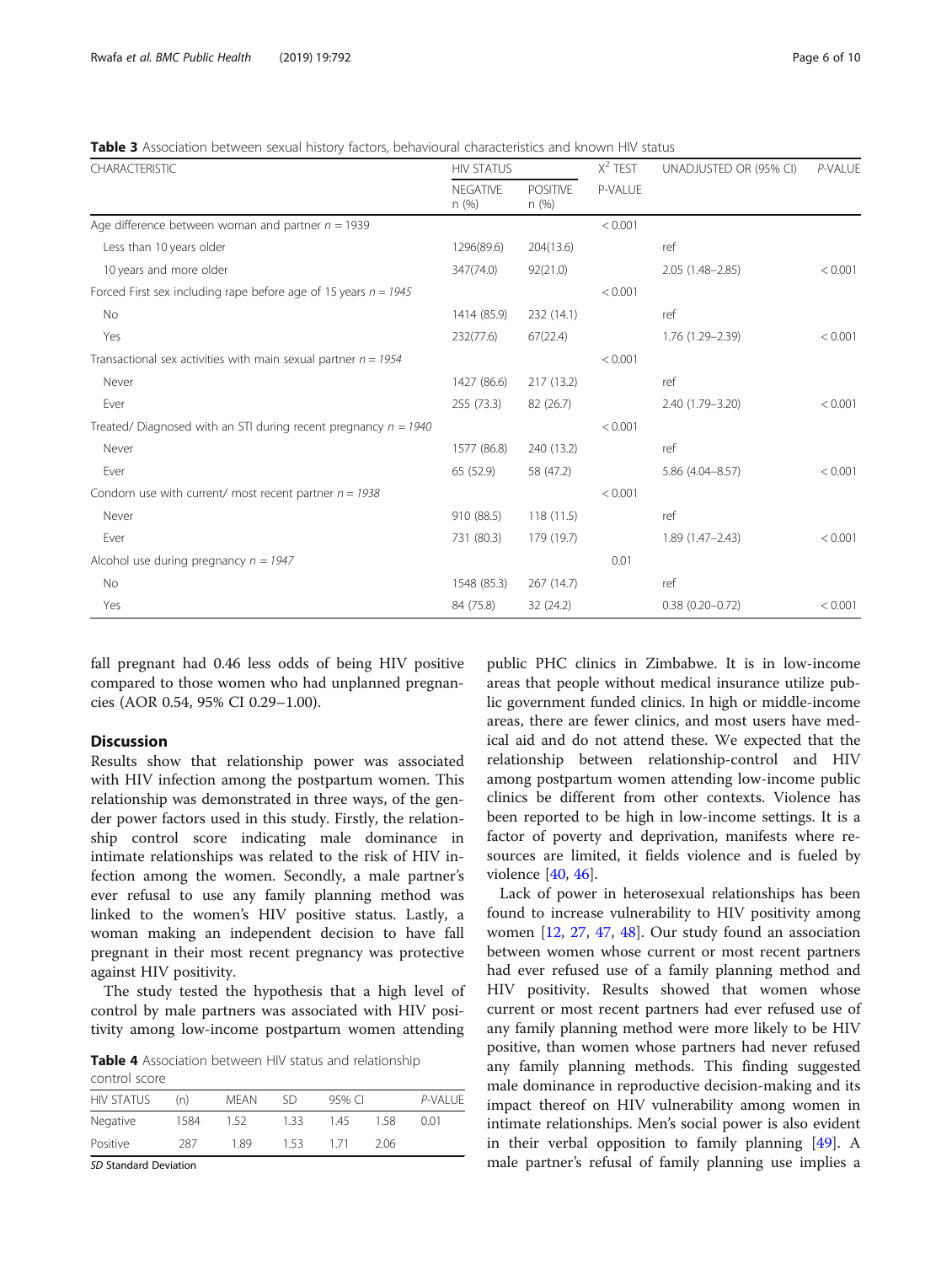**Table 3** Association between sexual history factors, behavioural characteristics and known HIV status

| CHARACTERISTIC | HIV STATUS | | $X^2$ TEST | UNADJUSTED OR (95% CI) | *P*-VALUE |
|---|---|---|---|---|---|
| | NEGATIVE n (%) | POSITIVE n (%) | P-VALUE | | |
| Age difference between woman and partner *n* = 1939 | | | < 0.001 | | |
| Less than 10 years older | 1296(89.6) | 204(13.6) | | ref | |
| 10 years and more older | 347(74.0) | 92(21.0) | | 2.05 (1.48–2.85) | < 0.001 |
| Forced First sex including rape before age of 15 years *n = 1945* | | | < 0.001 | | |
| No | 1414 (85.9) | 232 (14.1) | | ref | |
| Yes | 232(77.6) | 67(22.4) | | 1.76 (1.29–2.39) | < 0.001 |
| Transactional sex activities with main sexual partner *n* = 1954 | | | < 0.001 | | |
| Never | 1427 (86.6) | 217 (13.2) | | ref | |
| Ever | 255 (73.3) | 82 (26.7) | | 2.40 (1.79–3.20) | < 0.001 |
| Treated/ Diagnosed with an STI during recent pregnancy *n* = 1940 | | | < 0.001 | | |
| Never | 1577 (86.8) | 240 (13.2) | | ref | |
| Ever | 65 (52.9) | 58 (47.2) | | 5.86 (4.04–8.57) | < 0.001 |
| Condom use with current/ most recent partner *n* = 1938 | | | < 0.001 | | |
| Never | 910 (88.5) | 118 (11.5) | | ref | |
| Ever | 731 (80.3) | 179 (19.7) | | 1.89 (1.47–2.43) | < 0.001 |
| Alcohol use during pregnancy *n* = 1947 | | | 0.01 | | |
| No | 1548 (85.3) | 267 (14.7) | | ref | |
| Yes | 84 (75.8) | 32 (24.2) | | 0.38 (0.20–0.72) | < 0.001 |

fall pregnant had 0.46 less odds of being HIV positive compared to those women who had unplanned pregnancies (AOR 0.54, 95% CI 0.29–1.00).

## Discussion

Results show that relationship power was associated with HIV infection among the postpartum women. This relationship was demonstrated in three ways, of the gender power factors used in this study. Firstly, the relationship control score indicating male dominance in intimate relationships was related to the risk of HIV infection among the women. Secondly, a male partner's ever refusal to use any family planning method was linked to the women's HIV positive status. Lastly, a woman making an independent decision to have fall pregnant in their most recent pregnancy was protective against HIV positivity.

The study tested the hypothesis that a high level of control by male partners was associated with HIV positivity among low-income postpartum women attending public PHC clinics in Zimbabwe. It is in low-income areas that people without medical insurance utilize public government funded clinics. In high or middle-income areas, there are fewer clinics, and most users have medical aid and do not attend these. We expected that the relationship between relationship-control and HIV among postpartum women attending low-income public clinics be different from other contexts. Violence has been reported to be high in low-income settings. It is a factor of poverty and deprivation, manifests where resources are limited, it fields violence and is fueled by violence [40, 46].

Lack of power in heterosexual relationships has been found to increase vulnerability to HIV positivity among women [12, 27, 47, 48]. Our study found an association between women whose current or most recent partners had ever refused use of a family planning and HIV positivity. Results showed that women whose current or most recent partners had ever refused use of any family planning method were more likely to be HIV positive, than women whose partners had never refused any family planning methods. This finding suggested male dominance in reproductive decision-making and its impact thereof on HIV vulnerability among women in intimate relationships. Men's social power is also evident in their verbal opposition to family planning [49]. A male partner's refusal of family planning use implies a

**Table 4** Association between HIV status and relationship control score

| HIV STATUS | (n) | MEAN | SD | 95% CI | | *P*-VALUE |
|---|---|---|---|---|---|---|
| Negative | 1584 | 1.52 | 1.33 | 1.45 | 1.58 | 0.01 |
| Positive | 287 | 1.89 | 1.53 | 1.71 | 2.06 | |

*SD* Standard Deviation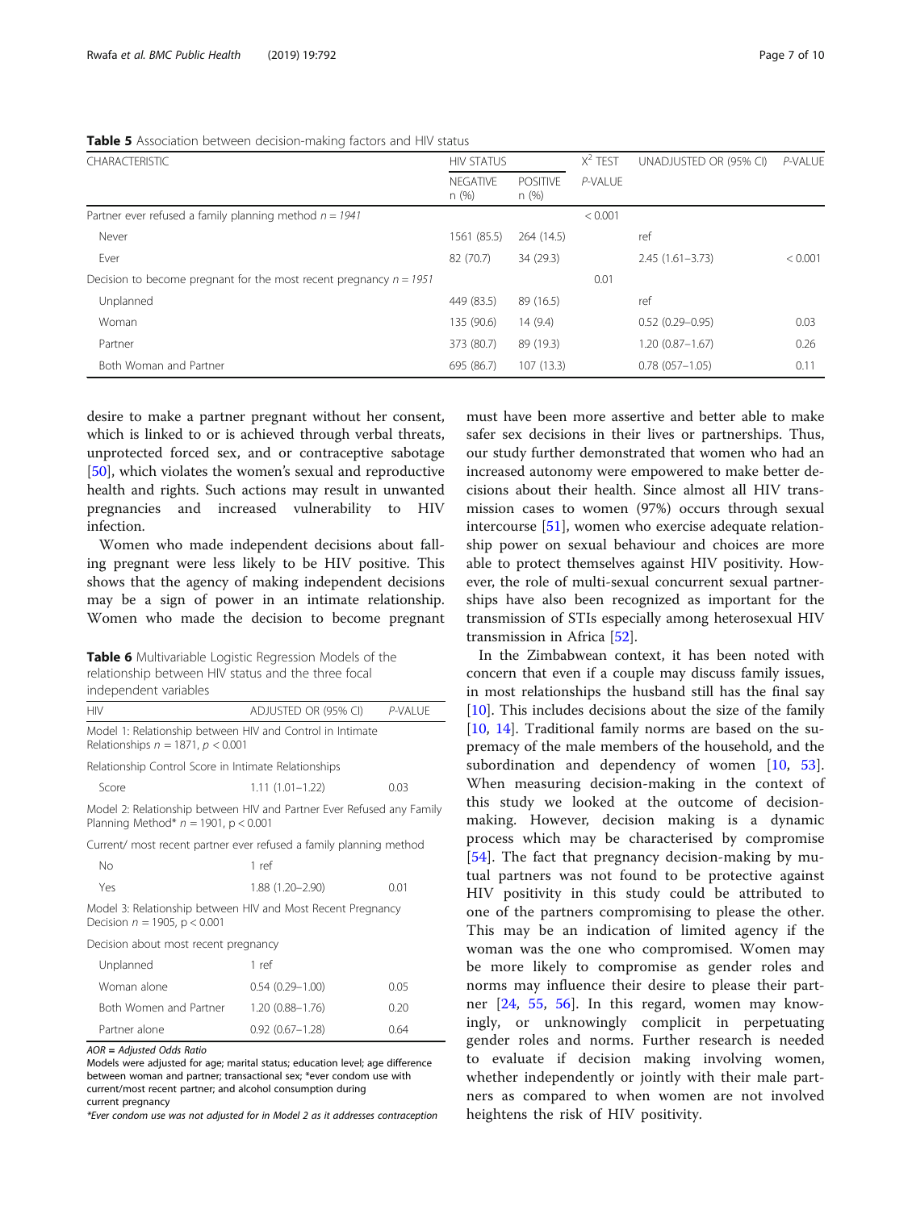**Table 5** Association between decision-making factors and HIV status

| CHARACTERISTIC | HIV STATUS | | $X^2$ TEST | UNADJUSTED OR (95% CI) | P-VALUE |
|---|---|---|---|---|---|
| | NEGATIVE n (%) | POSITIVE n (%) | P-VALUE | | |
| Partner ever refused a family planning method *n = 1941* | | | < 0.001 | | |
| Never | 1561 (85.5) | 264 (14.5) | | ref | |
| Ever | 82 (70.7) | 34 (29.3) | | 2.45 (1.61–3.73) | < 0.001 |
| Decision to become pregnant for the most recent pregnancy *n = 1951* | | | 0.01 | | |
| Unplanned | 449 (83.5) | 89 (16.5) | | ref | |
| Woman | 135 (90.6) | 14 (9.4) | | 0.52 (0.29–0.95) | 0.03 |
| Partner | 373 (80.7) | 89 (19.3) | | 1.20 (0.87–1.67) | 0.26 |
| Both Woman and Partner | 695 (86.7) | 107 (13.3) | | 0.78 (057–1.05) | 0.11 |

desire to make a partner pregnant without her consent, which is linked to or is achieved through verbal threats, unprotected forced sex, and or contraceptive sabotage [50], which violates the women's sexual and reproductive health and rights. Such actions may result in unwanted pregnancies and increased vulnerability to HIV infection.

Women who made independent decisions about falling pregnant were less likely to be HIV positive. This shows that the agency of making independent decisions may be a sign of power in an intimate relationship. Women who made the decision to become pregnant must have been more assertive and better able to make safer sex decisions in their lives or partnerships. Thus, our study further demonstrated that women who had an increased autonomy were empowered to make better decisions about their health. Since almost all HIV transmission cases to women (97%) occurs through sexual intercourse [51], women who exercise adequate relationship power on sexual behaviour and choices are more able to protect themselves against HIV positivity. However, the role of multi-sexual concurrent sexual partnerships have also been recognized as important for the transmission of STIs especially among heterosexual HIV transmission in Africa [52].

**Table 6** Multivariable Logistic Regression Models of the relationship between HIV status and the three focal independent variables

| HIV | ADJUSTED OR (95% CI) | P-VALUE |
|---|---|---|
| Model 1: Relationship between HIV and Control in Intimate Relationships $n = 1871$, $p < 0.001$ | | |
| Relationship Control Score in Intimate Relationships | | |
| Score | 1.11 (1.01–1.22) | 0.03 |
| Model 2: Relationship between HIV and Partner Ever Refused any Family Planning Method* $n = 1901$, $p < 0.001$ | | |
| Current/ most recent partner ever refused a family planning method | | |
| No | 1 ref | |
| Yes | 1.88 (1.20–2.90) | 0.01 |
| Model 3: Relationship between HIV and Most Recent Pregnancy Decision $n = 1905$, $p < 0.001$ | | |
| Decision about most recent pregnancy | | |
| Unplanned | 1 ref | |
| Woman alone | 0.54 (0.29–1.00) | 0.05 |
| Both Women and Partner | 1.20 (0.88–1.76) | 0.20 |
| Partner alone | 0.92 (0.67–1.28) | 0.64 |

*AOR = Adjusted Odds Ratio*

Models were adjusted for age; marital status; education level; age difference between woman and partner; transactional sex; *ever condom use with current/most recent partner; and alcohol consumption during current pregnancy

*\*Ever condom use was not adjusted for in Model 2 as it addresses contraception*

In the Zimbabwean context, it has been noted with concern that even if a couple may discuss family issues, in most relationships the husband still has the final say [10]. This includes decisions about the size of the family [10, 14]. Traditional family norms are based on the supremacy of the male members of the household, and the subordination and dependency of women [10, 53]. When measuring decision-making in the context of this study we looked at the outcome of decision-making. However, decision making is a dynamic process which may be characterised by compromise [54]. The fact that pregnancy decision-making by mutual partners was not found to be protective against HIV positivity in this study could be attributed to one of the partners compromising to please the other. This may be an indication of limited agency if the woman was the one who compromised. Women may be more likely to compromise as gender roles and norms may influence their desire to please their partner [24, 55, 56]. In this regard, women may knowingly, or unknowingly complicit in perpetuating gender roles and norms. Further research is needed to evaluate if decision making involving women, whether independently or jointly with their male partners as compared to when women are not involved heightens the risk of HIV positivity.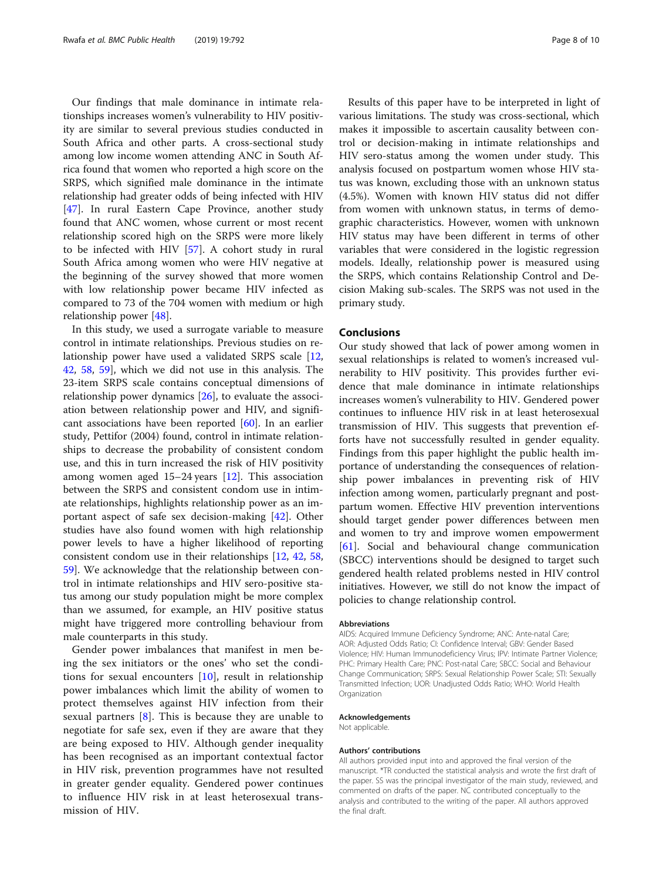Our findings that male dominance in intimate relationships increases women's vulnerability to HIV positivity are similar to several previous studies conducted in South Africa and other parts. A cross-sectional study among low income women attending ANC in South Africa found that women who reported a high score on the SRPS, which signified male dominance in the intimate relationship had greater odds of being infected with HIV [47]. In rural Eastern Cape Province, another study found that ANC women, whose current or most recent relationship scored high on the SRPS were more likely to be infected with HIV [57]. A cohort study in rural South Africa among women who were HIV negative at the beginning of the survey showed that more women with low relationship power became HIV infected as compared to 73 of the 704 women with medium or high relationship power [48].

In this study, we used a surrogate variable to measure control in intimate relationships. Previous studies on relationship power have used a validated SRPS scale [12, 42, 58, 59], which we did not use in this analysis. The 23-item SRPS scale contains conceptual dimensions of relationship power dynamics [26], to evaluate the association between relationship power and HIV, and significant associations have been reported [60]. In an earlier study, Pettifor (2004) found, control in intimate relationships to decrease the probability of consistent condom use, and this in turn increased the risk of HIV positivity among women aged 15–24 years [12]. This association between the SRPS and consistent condom use in intimate relationships, highlights relationship power as an important aspect of safe sex decision-making [42]. Other studies have also found women with high relationship power levels to have a higher likelihood of reporting consistent condom use in their relationships [12, 42, 58, 59]. We acknowledge that the relationship between control in intimate relationships and HIV sero-positive status among our study population might be more complex than we assumed, for example, an HIV positive status might have triggered more controlling behaviour from male counterparts in this study.

Gender power imbalances that manifest in men being the sex initiators or the ones' who set the conditions for sexual encounters [10], result in relationship power imbalances which limit the ability of women to protect themselves against HIV infection from their sexual partners [8]. This is because they are unable to negotiate for safe sex, even if they are aware that they are being exposed to HIV. Although gender inequality has been recognised as an important contextual factor in HIV risk, prevention programmes have not resulted in greater gender equality. Gendered power continues to influence HIV risk in at least heterosexual transmission of HIV.

Results of this paper have to be interpreted in light of various limitations. The study was cross-sectional, which makes it impossible to ascertain causality between control or decision-making in intimate relationships and HIV sero-status among the women under study. This analysis focused on postpartum women whose HIV status was known, excluding those with an unknown status (4.5%). Women with known HIV status did not differ from women with unknown status, in terms of demographic characteristics. However, women with unknown HIV status may have been different in terms of other variables that were considered in the logistic regression models. Ideally, relationship power is measured using the SRPS, which contains Relationship Control and Decision Making sub-scales. The SRPS was not used in the primary study.

## Conclusions

Our study showed that lack of power among women in sexual relationships is related to women's increased vulnerability to HIV positivity. This provides further evidence that male dominance in intimate relationships increases women's vulnerability to HIV. Gendered power continues to influence HIV risk in at least heterosexual transmission of HIV. This suggests that prevention efforts have not successfully resulted in gender equality. Findings from this paper highlight the public health importance of understanding the consequences of relationship power imbalances in preventing risk of HIV infection among women, particularly pregnant and postpartum women. Effective HIV prevention interventions should target gender power differences between men and women to try and improve women empowerment [61]. Social and behavioural change communication (SBCC) interventions should be designed to target such gendered health related problems nested in HIV control initiatives. However, we still do not know the impact of policies to change relationship control.

### Abbreviations

AIDS: Acquired Immune Deficiency Syndrome; ANC: Ante-natal Care; AOR: Adjusted Odds Ratio; CI: Confidence Interval; GBV: Gender Based Violence; HIV: Human Immunodeficiency Virus; IPV: Intimate Partner Violence; PHC: Primary Health Care; PNC: Post-natal Care; SBCC: Social and Behaviour Change Communication; SRPS: Sexual Relationship Power Scale; STI: Sexually Transmitted Infection; UOR: Unadjusted Odds Ratio; WHO: World Health Organization

### Acknowledgements

Not applicable.

### Authors' contributions

All authors provided input into and approved the final version of the manuscript. *TR conducted the statistical analysis and wrote the first draft of the paper. SS was the principal investigator of the main study, reviewed, and commented on drafts of the paper. NC contributed conceptually to the analysis and contributed to the writing of the paper. All authors approved the final draft.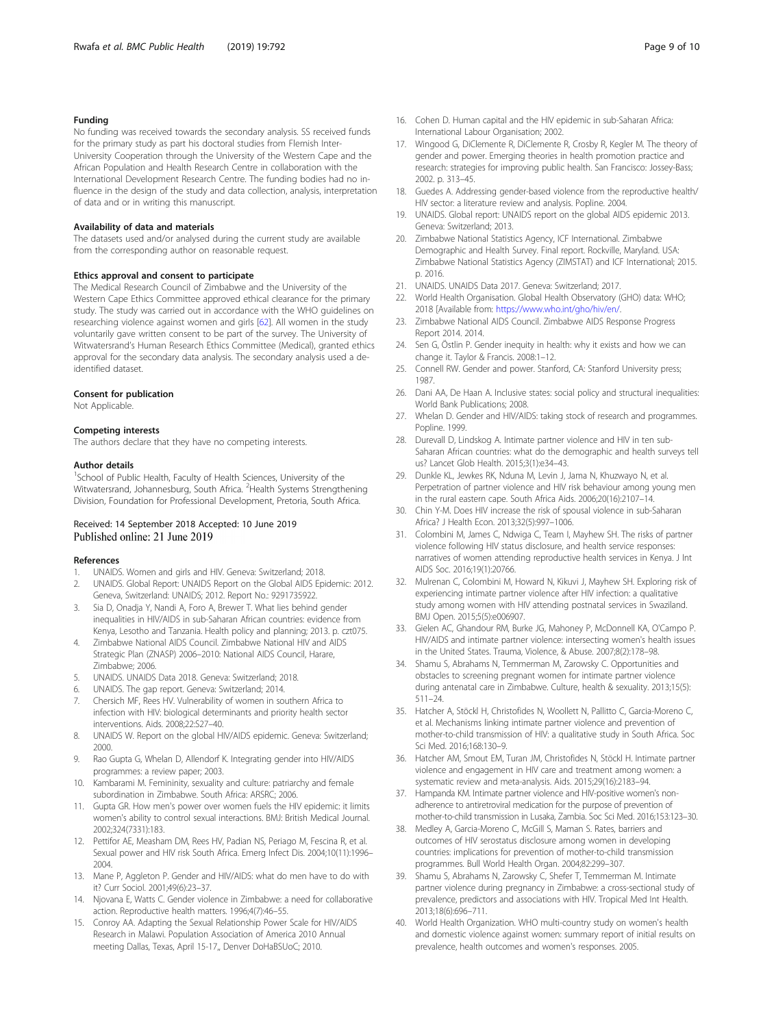### Funding

No funding was received towards the secondary analysis. SS received funds for the primary study as part his doctoral studies from Flemish Inter-University Cooperation through the University of the Western Cape and the African Population and Health Research Centre in collaboration with the International Development Research Centre. The funding bodies had no influence in the design of the study and data collection, analysis, interpretation of data and or in writing this manuscript.

### Availability of data and materials

The datasets used and/or analysed during the current study are available from the corresponding author on reasonable request.

### Ethics approval and consent to participate

The Medical Research Council of Zimbabwe and the University of the Western Cape Ethics Committee approved ethical clearance for the primary study. The study was carried out in accordance with the WHO guidelines on researching violence against women and girls [62]. All women in the study voluntarily gave written consent to be part of the survey. The University of Witwatersrand's Human Research Ethics Committee (Medical), granted ethics approval for the secondary data analysis. The secondary analysis used a de-identified dataset.

### Consent for publication

Not Applicable.

### Competing interests

The authors declare that they have no competing interests.

### Author details

[1]School of Public Health, Faculty of Health Sciences, University of the Witwatersrand, Johannesburg, South Africa. [2]Health Systems Strengthening Division, Foundation for Professional Development, Pretoria, South Africa.

Received: 14 September 2018 Accepted: 10 June 2019
Published online: 21 June 2019

### References

1. UNAIDS. Women and girls and HIV. Geneva: Switzerland; 2018.
2. UNAIDS. Global Report: UNAIDS Report on the Global AIDS Epidemic: 2012. Geneva, Switzerland; UNAIDS; 2012. Report No.: 9291735922.
3. Sia D, Onadja Y, Nandi A, Foro A, Brewer T. What lies behind gender inequalities in HIV/AIDS in sub-Saharan African countries: evidence from Kenya, Lesotho and Tanzania. Health policy and planning; 2013. p. czt075.
4. Zimbabwe National AIDS Council. Zimbabwe National HIV and AIDS Strategic Plan (ZNASP) 2006–2010: National AIDS Council, Harare, Zimbabwe; 2006.
5. UNAIDS. UNAIDS Data 2018. Geneva: Switzerland; 2018.
6. UNAIDS. The gap report. Geneva: Switzerland; 2014.
7. Chersich MF, Rees HV. Vulnerability of women in southern Africa to infection with HIV: biological determinants and priority health sector interventions. Aids. 2008;22:S27–40.
8. UNAIDS W. Report on the global HIV/AIDS epidemic. Geneva: Switzerland; 2000.
9. Rao Gupta G, Whelan D, Allendorf K. Integrating gender into HIV/AIDS programmes: a review paper; 2003.
10. Kambarami M. Femininity, sexuality and culture: patriarchy and female subordination in Zimbabwe. South Africa: ARSRC; 2006.
11. Gupta GR. How men's power over women fuels the HIV epidemic: it limits women's ability to control sexual interactions. BMJ: British Medical Journal. 2002;324(7331):183.
12. Pettifor AE, Measham DM, Rees HV, Padian NS, Periago M, Fescina R, et al. Sexual power and HIV risk South Africa. Emerg Infect Dis. 2004;10(11):1996–2004.
13. Mane P, Aggleton P. Gender and HIV/AIDS: what do men have to do with it? Curr Sociol. 2001;49(6):23–37.
14. Njovana E, Watts C. Gender violence in Zimbabwe: a need for collaborative action. Reproductive health matters. 1996;4(7):46–55.
15. Conroy AA. Adapting the Sexual Relationship Power Scale for HIV/AIDS Research in Malawi. Population Association of America 2010 Annual meeting Dallas, Texas, April 15-17,, Denver DoHaBSUoC; 2010.
16. Cohen D. Human capital and the HIV epidemic in sub-Saharan Africa: International Labour Organisation; 2002.
17. Wingood G, DiClemente R, DiClemente R, Crosby R, Kegler M. The theory of gender and power. Emerging theories in health promotion practice and research: strategies for improving public health. San Francisco: Jossey-Bass; 2002. p. 313–45.
18. Guedes A. Addressing gender-based violence from the reproductive health/ HIV sector: a literature review and analysis. Popline. 2004.
19. UNAIDS. Global report: UNAIDS report on the global AIDS epidemic 2013. Geneva: Switzerland; 2013.
20. Zimbabwe National Statistics Agency, ICF International. Zimbabwe Demographic and Health Survey. Final report. Rockville, Maryland. USA: Zimbabwe National Statistics Agency (ZIMSTAT) and ICF International; 2015. p. 2016.
21. UNAIDS. UNAIDS Data 2017. Geneva: Switzerland; 2017.
22. World Health Organisation. Global Health Observatory (GHO) data: WHO; 2018 [Available from: https://www.who.int/gho/hiv/en/.
23. Zimbabwe National AIDS Council. Zimbabwe AIDS Response Progress Report 2014. 2014.
24. Sen G, Östlin P. Gender inequity in health: why it exists and how we can change it. Taylor & Francis. 2008:1–12.
25. Connell RW. Gender and power. Stanford, CA: Stanford University press; 1987.
26. Dani AA, De Haan A. Inclusive states: social policy and structural inequalities: World Bank Publications; 2008.
27. Whelan D. Gender and HIV/AIDS: taking stock of research and programmes. Popline. 1999.
28. Durevall D, Lindskog A. Intimate partner violence and HIV in ten sub-Saharan African countries: what do the demographic and health surveys tell us? Lancet Glob Health. 2015;3(1):e34–43.
29. Dunkle KL, Jewkes RK, Nduna M, Levin J, Jama N, Khuzwayo N, et al. Perpetration of partner violence and HIV risk behaviour among young men in the rural eastern cape. South Africa Aids. 2006;20(16):2107–14.
30. Chin Y-M. Does HIV increase the risk of spousal violence in sub-Saharan Africa? J Health Econ. 2013;32(5):997–1006.
31. Colombini M, James C, Ndwiga C, Team I, Mayhew SH. The risks of partner violence following HIV status disclosure, and health service responses: narratives of women attending reproductive health services in Kenya. J Int AIDS Soc. 2016;19(1):20766.
32. Mulrenan C, Colombini M, Howard N, Kikuvi J, Mayhew SH. Exploring risk of experiencing intimate partner violence after HIV infection: a qualitative study among women with HIV attending postnatal services in Swaziland. BMJ Open. 2015;5(5):e006907.
33. Gielen AC, Ghandour RM, Burke JG, Mahoney P, McDonnell KA, O'Campo P. HIV/AIDS and intimate partner violence: intersecting women's health issues in the United States. Trauma, Violence, & Abuse. 2007;8(2):178–98.
34. Shamu S, Abrahams N, Temmerman M, Zarowsky C. Opportunities and obstacles to screening pregnant women for intimate partner violence during antenatal care in Zimbabwe. Culture, health & sexuality. 2013;15(5): 511–24.
35. Hatcher A, Stöckl H, Christofides N, Woollett N, Pallitto C, Garcia-Moreno C, et al. Mechanisms linking intimate partner violence and prevention of mother-to-child transmission of HIV: a qualitative study in South Africa. Soc Sci Med. 2016;168:130–9.
36. Hatcher AM, Smout EM, Turan JM, Christofides N, Stöckl H. Intimate partner violence and engagement in HIV care and treatment among women: a systematic review and meta-analysis. Aids. 2015;29(16):2183–94.
37. Hampanda KM. Intimate partner violence and HIV-positive women's non-adherence to antiretroviral medication for the purpose of prevention of mother-to-child transmission in Lusaka, Zambia. Soc Sci Med. 2016;153:123–30.
38. Medley A, Garcia-Moreno C, McGill S, Maman S. Rates, barriers and outcomes of HIV serostatus disclosure among women in developing countries: implications for prevention of mother-to-child transmission programmes. Bull World Health Organ. 2004;82:299–307.
39. Shamu S, Abrahams N, Zarowsky C, Shefer T, Temmerman M. Intimate partner violence during pregnancy in Zimbabwe: a cross-sectional study of prevalence, predictors and associations with HIV. Tropical Med Int Health. 2013;18(6):696–711.
40. World Health Organization. WHO multi-country study on women's health and domestic violence against women: summary report of initial results on prevalence, health outcomes and women's responses. 2005.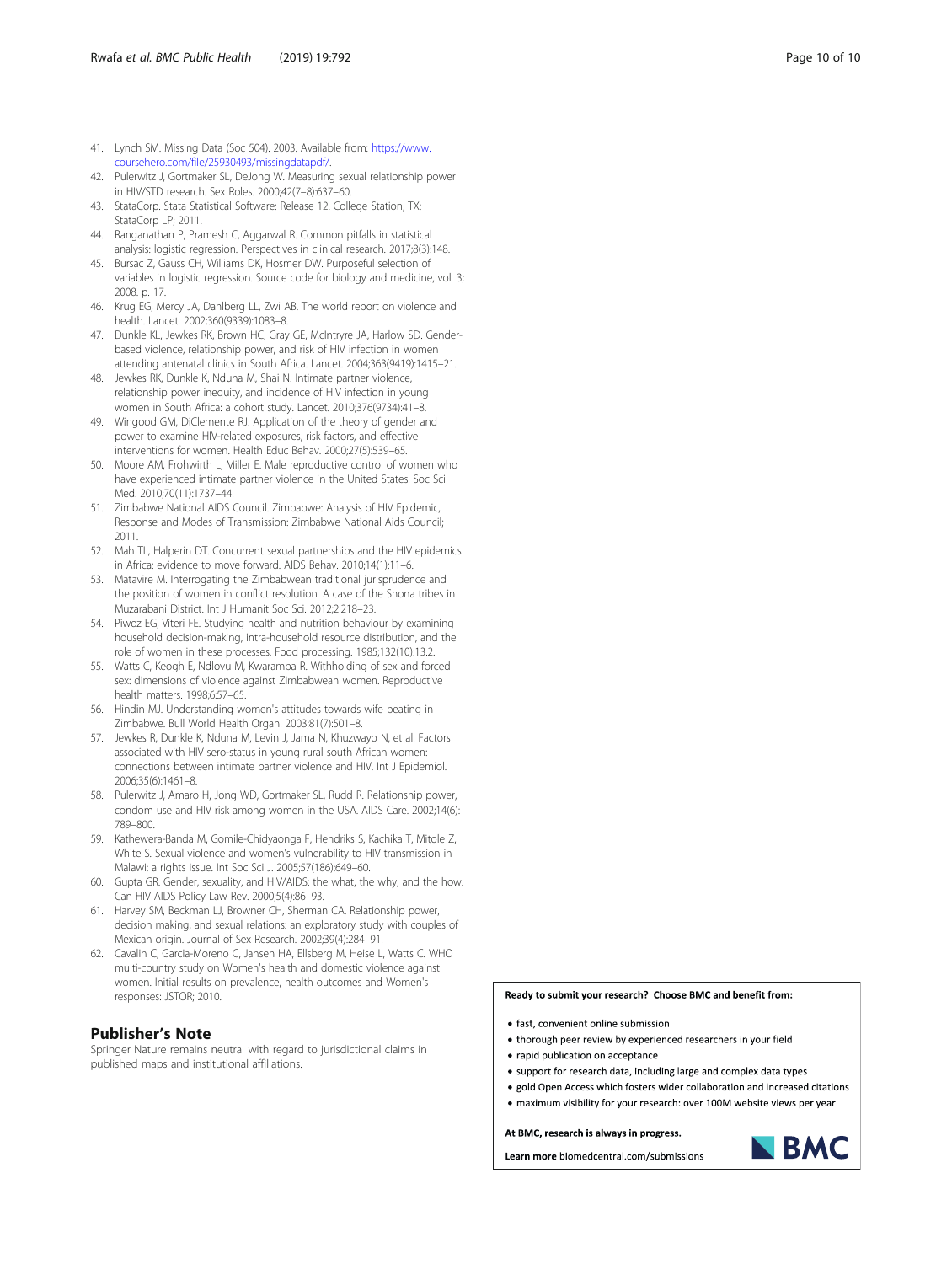41. Lynch SM. Missing Data (Soc 504). 2003. Available from: https://www.coursehero.com/file/25930493/missingdatapdf/.
42. Pulerwitz J, Gortmaker SL, DeJong W. Measuring sexual relationship power in HIV/STD research. Sex Roles. 2000;42(7–8):637–60.
43. StataCorp. Stata Statistical Software: Release 12. College Station, TX: StataCorp LP; 2011.
44. Ranganathan P, Pramesh C, Aggarwal R. Common pitfalls in statistical analysis: logistic regression. Perspectives in clinical research. 2017;8(3):148.
45. Bursac Z, Gauss CH, Williams DK, Hosmer DW. Purposeful selection of variables in logistic regression. Source code for biology and medicine, vol. 3; 2008. p. 17.
46. Krug EG, Mercy JA, Dahlberg LL, Zwi AB. The world report on violence and health. Lancet. 2002;360(9339):1083–8.
47. Dunkle KL, Jewkes RK, Brown HC, Gray GE, McIntryre JA, Harlow SD. Gender-based violence, relationship power, and risk of HIV infection in women attending antenatal clinics in South Africa. Lancet. 2004;363(9419):1415–21.
48. Jewkes RK, Dunkle K, Nduna M, Shai N. Intimate partner violence, relationship power inequity, and incidence of HIV infection in young women in South Africa: a cohort study. Lancet. 2010;376(9734):41–8.
49. Wingood GM, DiClemente RJ. Application of the theory of gender and power to examine HIV-related exposures, risk factors, and effective interventions for women. Health Educ Behav. 2000;27(5):539–65.
50. Moore AM, Frohwirth L, Miller E. Male reproductive control of women who have experienced intimate partner violence in the United States. Soc Sci Med. 2010;70(11):1737–44.
51. Zimbabwe National AIDS Council. Zimbabwe: Analysis of HIV Epidemic, Response and Modes of Transmission: Zimbabwe National Aids Council; 2011.
52. Mah TL, Halperin DT. Concurrent sexual partnerships and the HIV epidemics in Africa: evidence to move forward. AIDS Behav. 2010;14(1):11–6.
53. Matavire M. Interrogating the Zimbabwean traditional jurisprudence and the position of women in conflict resolution. A case of the Shona tribes in Muzarabani District. Int J Humanit Soc Sci. 2012;2:218–23.
54. Piwoz EG, Viteri FE. Studying health and nutrition behaviour by examining household decision-making, intra-household resource distribution, and the role of women in these processes. Food processing. 1985;132(10):13.2.
55. Watts C, Keogh E, Ndlovu M, Kwaramba R. Withholding of sex and forced sex: dimensions of violence against Zimbabwean women. Reproductive health matters. 1998;6:57–65.
56. Hindin MJ. Understanding women's attitudes towards wife beating in Zimbabwe. Bull World Health Organ. 2003;81(7):501–8.
57. Jewkes R, Dunkle K, Nduna M, Levin J, Jama N, Khuzwayo N, et al. Factors associated with HIV sero-status in young rural south African women: connections between intimate partner violence and HIV. Int J Epidemiol. 2006;35(6):1461–8.
58. Pulerwitz J, Amaro H, Jong WD, Gortmaker SL, Rudd R. Relationship power, condom use and HIV risk among women in the USA. AIDS Care. 2002;14(6): 789–800.
59. Kathewera-Banda M, Gomile-Chidyaonga F, Hendriks S, Kachika T, Mitole Z, White S. Sexual violence and women's vulnerability to HIV transmission in Malawi: a rights issue. Int Soc Sci J. 2005;57(186):649–60.
60. Gupta GR. Gender, sexuality, and HIV/AIDS: the what, the why, and the how. Can HIV AIDS Policy Law Rev. 2000;5(4):86–93.
61. Harvey SM, Beckman LJ, Browner CH, Sherman CA. Relationship power, decision making, and sexual relations: an exploratory study with couples of Mexican origin. Journal of Sex Research. 2002;39(4):284–91.
62. Cavalin C, Garcia-Moreno C, Jansen HA, Ellsberg M, Heise L, Watts C. WHO multi-country study on Women's health and domestic violence against women. Initial results on prevalence, health outcomes and Women's responses: JSTOR; 2010.

## Publisher's Note

Springer Nature remains neutral with regard to jurisdictional claims in published maps and institutional affiliations.

**Ready to submit your research? Choose BMC and benefit from:**

- fast, convenient online submission
- thorough peer review by experienced researchers in your field
- rapid publication on acceptance
- support for research data, including large and complex data types
- gold Open Access which fosters wider collaboration and increased citations
- maximum visibility for your research: over 100M website views per year

**At BMC, research is always in progress.**

**Learn more** biomedcentral.com/submissions